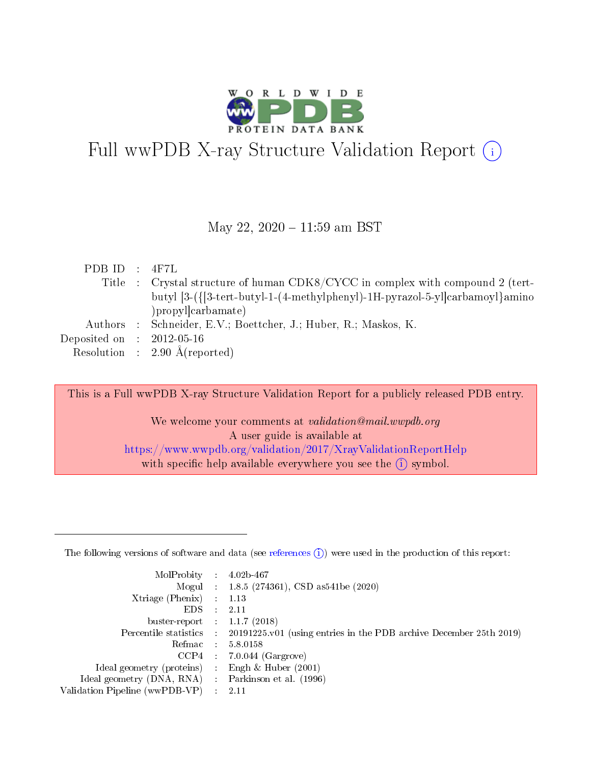# Full wwPDB X-ray Structure Validation Report (i)

May 22, 2020 – 11:59 am BST

| | | |
|---|---|---|
| PDB ID | : | 4F7L |
| Title | : | Crystal structure of human CDK8/CYCC in complex with compound 2 (tert-butyl [3-({[3-tert-butyl-1-(4-methylphenyl)-1H-pyrazol-5-yl]carbamoyl}amino)propyl]carbamate) |
| Authors | : | Schneider, E.V.; Boettcher, J.; Huber, R.; Maskos, K. |
| Deposited on | : | 2012-05-16 |
| Resolution | : | 2.90 Å(reported) |

This is a Full wwPDB X-ray Structure Validation Report for a publicly released PDB entry.

We welcome your comments at *validation@mail.wwpdb.org*
A user guide is available at
https://www.wwpdb.org/validation/2017/XrayValidationReportHelp
with specific help available everywhere you see the (i) symbol.

---

The following versions of software and data (see references (i)) were used in the production of this report:

| | | |
|---|---|---|
| MolProbity | : | 4.02b-467 |
| Mogul | : | 1.8.5 (274361), CSD as541be (2020) |
| Xtriage (Phenix) | : | 1.13 |
| EDS | : | 2.11 |
| buster-report | : | 1.1.7 (2018) |
| Percentile statistics | : | 20191225.v01 (using entries in the PDB archive December 25th 2019) |
| Refmac | : | 5.8.0158 |
| CCP4 | : | 7.0.044 (Gargrove) |
| Ideal geometry (proteins) | : | Engh & Huber (2001) |
| Ideal geometry (DNA, RNA) | : | Parkinson et al. (1996) |
| Validation Pipeline (wwPDB-VP) | : | 2.11 |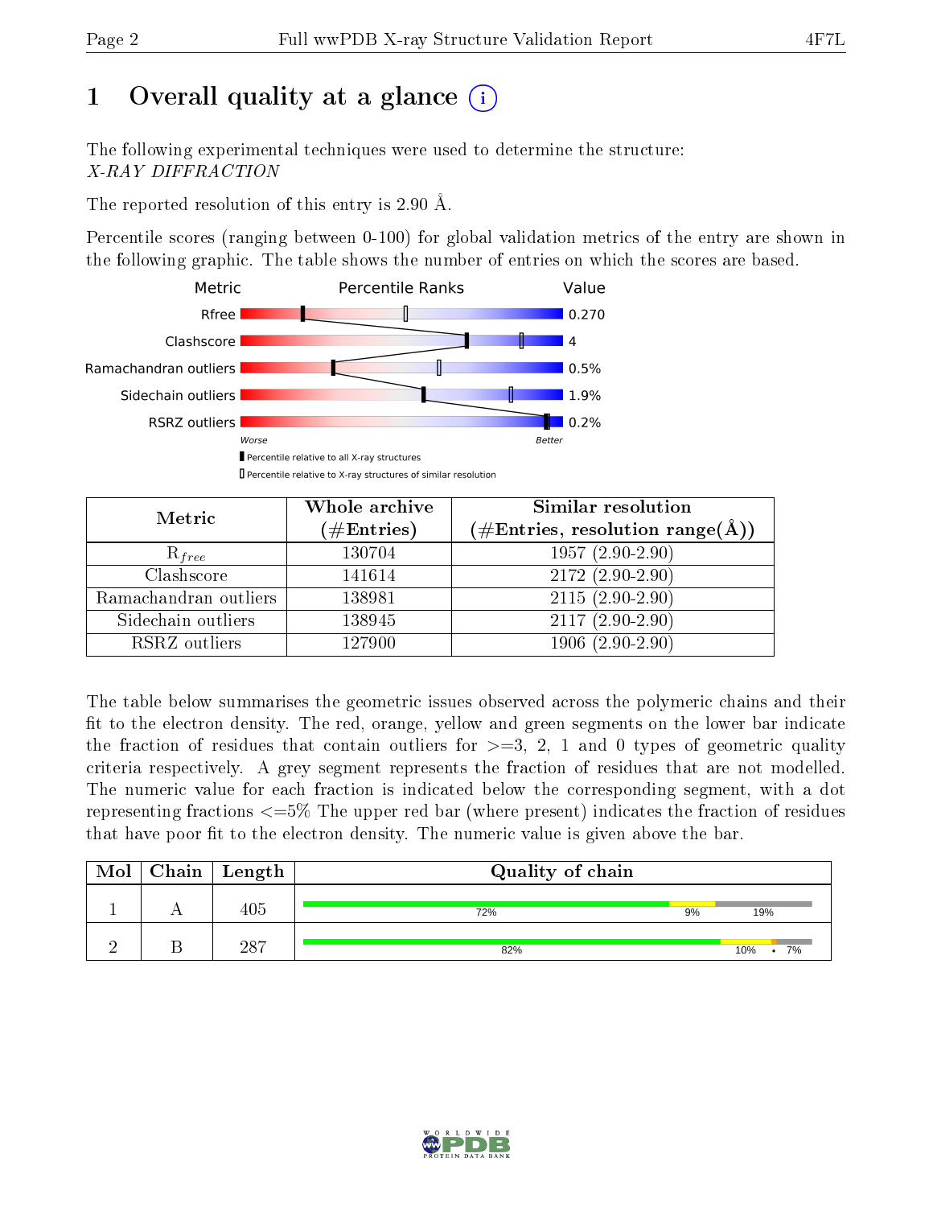# 1 Overall quality at a glance (i)

The following experimental techniques were used to determine the structure:
*X-RAY DIFFRACTION*

The reported resolution of this entry is 2.90 Å.

Percentile scores (ranging between 0-100) for global validation metrics of the entry are shown in the following graphic. The table shows the number of entries on which the scores are based.

| Metric | Value |
|---|---|
| Rfree | 0.270 |
| Clashscore | 4 |
| Ramachandran outliers | 0.5% |
| Sidechain outliers | 1.9% |
| RSRZ outliers | 0.2% |

Worse — Better

Percentile relative to all X-ray structures

Percentile relative to X-ray structures of similar resolution

| Metric | Whole archive (#Entries) | Similar resolution (#Entries, resolution range(Å)) |
|---|---|---|
| $R_{free}$ | 130704 | 1957 (2.90-2.90) |
| Clashscore | 141614 | 2172 (2.90-2.90) |
| Ramachandran outliers | 138981 | 2115 (2.90-2.90) |
| Sidechain outliers | 138945 | 2117 (2.90-2.90) |
| RSRZ outliers | 127900 | 1906 (2.90-2.90) |

The table below summarises the geometric issues observed across the polymeric chains and their fit to the electron density. The red, orange, yellow and green segments on the lower bar indicate the fraction of residues that contain outliers for >=3, 2, 1 and 0 types of geometric quality criteria respectively. A grey segment represents the fraction of residues that are not modelled. The numeric value for each fraction is indicated below the corresponding segment, with a dot representing fractions <=5% The upper red bar (where present) indicates the fraction of residues that have poor fit to the electron density. The numeric value is given above the bar.

| Mol | Chain | Length | Quality of chain |
|---|---|---|---|
| 1 | A | 405 | 72% · 9% · 19% |
| 2 | B | 287 | 82% · 10% · • · 7% |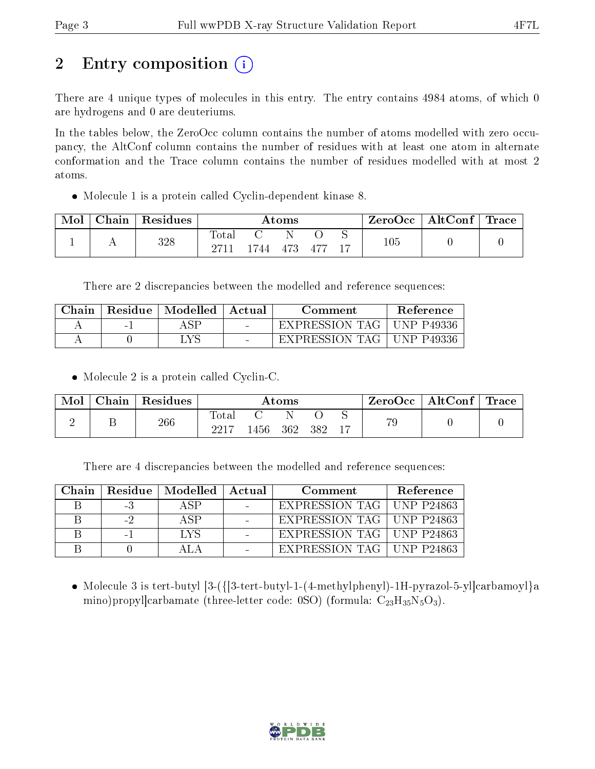# 2 Entry composition (i)

There are 4 unique types of molecules in this entry. The entry contains 4984 atoms, of which 0 are hydrogens and 0 are deuteriums.

In the tables below, the ZeroOcc column contains the number of atoms modelled with zero occupancy, the AltConf column contains the number of residues with at least one atom in alternate conformation and the Trace column contains the number of residues modelled with at most 2 atoms.

- Molecule 1 is a protein called Cyclin-dependent kinase 8.

| Mol | Chain | Residues | Atoms | | | | | ZeroOcc | AltConf | Trace |
|---|---|---|---|---|---|---|---|---|---|---|
| | | | Total | C | N | O | S | | | |
| 1 | A | 328 | 2711 | 1744 | 473 | 477 | 17 | 105 | 0 | 0 |

There are 2 discrepancies between the modelled and reference sequences:

| Chain | Residue | Modelled | Actual | Comment | Reference |
|---|---|---|---|---|---|
| A | -1 | ASP | - | EXPRESSION TAG | UNP P49336 |
| A | 0 | LYS | - | EXPRESSION TAG | UNP P49336 |

- Molecule 2 is a protein called Cyclin-C.

| Mol | Chain | Residues | Atoms | | | | | ZeroOcc | AltConf | Trace |
|---|---|---|---|---|---|---|---|---|---|---|
| | | | Total | C | N | O | S | | | |
| 2 | B | 266 | 2217 | 1456 | 362 | 382 | 17 | 79 | 0 | 0 |

There are 4 discrepancies between the modelled and reference sequences:

| Chain | Residue | Modelled | Actual | Comment | Reference |
|---|---|---|---|---|---|
| B | -3 | ASP | - | EXPRESSION TAG | UNP P24863 |
| B | -2 | ASP | - | EXPRESSION TAG | UNP P24863 |
| B | -1 | LYS | - | EXPRESSION TAG | UNP P24863 |
| B | 0 | ALA | - | EXPRESSION TAG | UNP P24863 |

- Molecule 3 is tert-butyl [3-({[3-tert-butyl-1-(4-methylphenyl)-1H-pyrazol-5-yl]carbamoyl}amino)propyl]carbamate (three-letter code: 0SO) (formula: $C_{23}H_{35}N_5O_3$).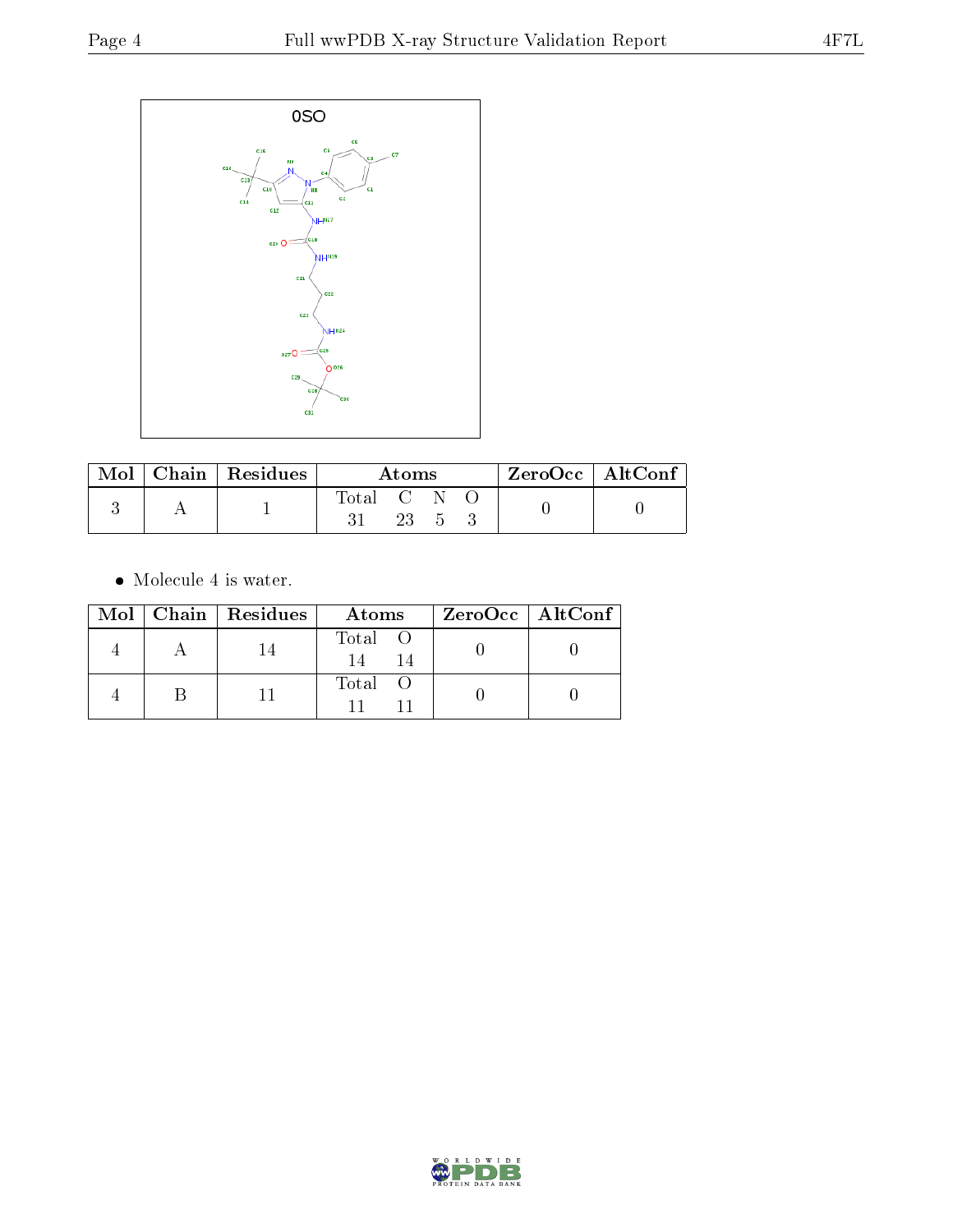0SO

| Mol | Chain | Residues | Atoms | ZeroOcc | AltConf |
|---|---|---|---|---|---|
| 3 | A | 1 | Total C N O<br>31 23 5 3 | 0 | 0 |

- Molecule 4 is water.

| Mol | Chain | Residues | Atoms | ZeroOcc | AltConf |
|---|---|---|---|---|---|
| 4 | A | 14 | Total O<br>14 14 | 0 | 0 |
| 4 | B | 11 | Total O<br>11 11 | 0 | 0 |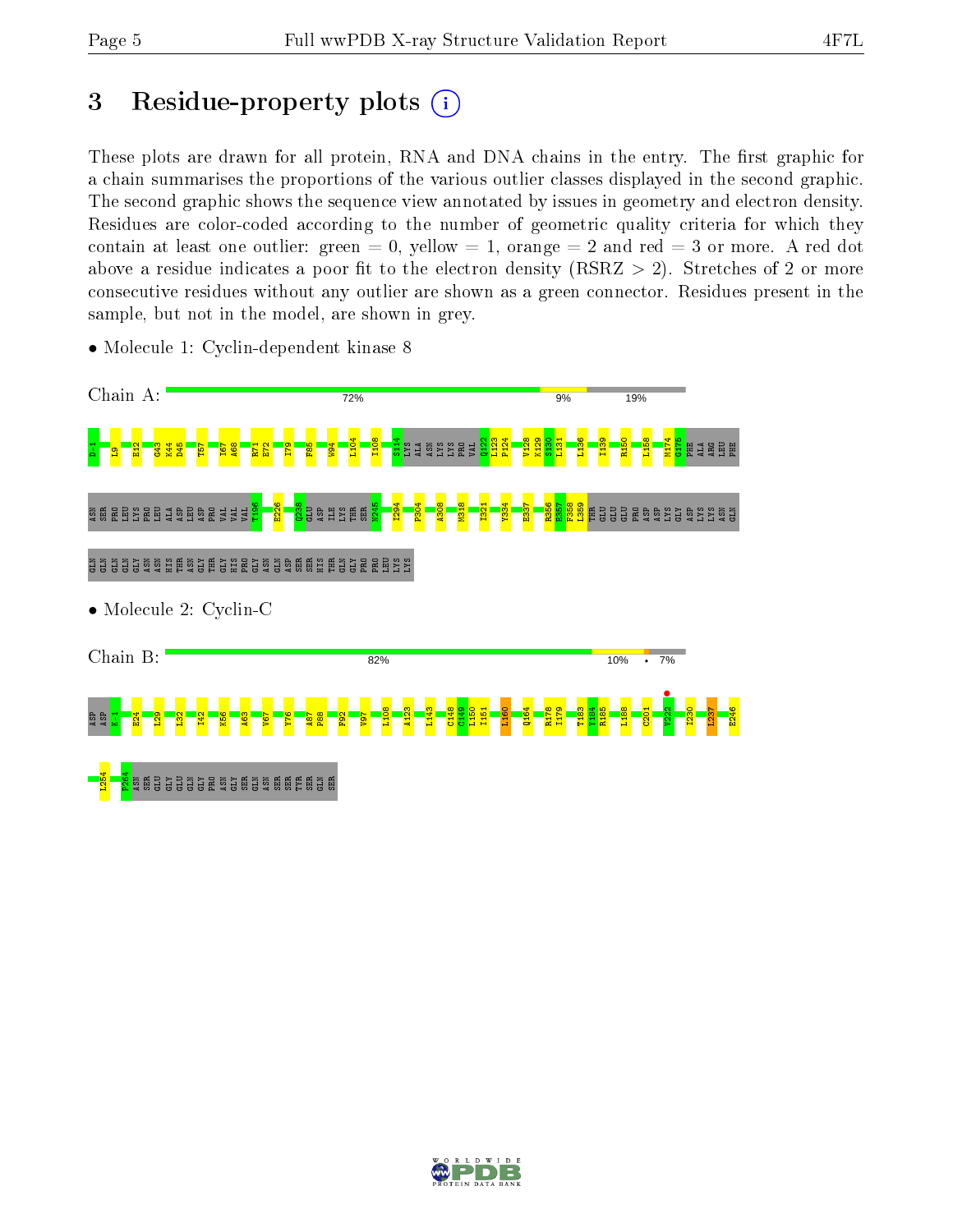# 3 Residue-property plots

These plots are drawn for all protein, RNA and DNA chains in the entry. The first graphic for a chain summarises the proportions of the various outlier classes displayed in the second graphic. The second graphic shows the sequence view annotated by issues in geometry and electron density. Residues are color-coded according to the number of geometric quality criteria for which they contain at least one outlier: green = 0, yellow = 1, orange = 2 and red = 3 or more. A red dot above a residue indicates a poor fit to the electron density (RSRZ > 2). Stretches of 2 or more consecutive residues without any outlier are shown as a green connector. Residues present in the sample, but not in the model, are shown in grey.

- Molecule 1: Cyclin-dependent kinase 8

Chain A: 72% | 9% | 19%

D-1 L9 E12 G43 K44 D45 T57 I67 A68 R71 E72 I79 F85 W94 L104 I108 S114 LYS ALA ASN LYS LYS PRO VAL Q122 L123 P124 V128 K129 S130 L131 L136 I139 R150 L158 M174 G175 PHE ALA ARG LEU PHE ASN SER PRO LEU LYS PRO LEU ALA ASP LEU ASP PRO VAL VAL VAL T196 E226 Q238 GLU ASP ILE LYS THR SER N245 I294 P304 A308 M318 I321 Y334 E337 R356 E357 F358 L359 THR GLU GLU GLU PRO ASP ASP LYS GLY ASP LYS LYS ASN GLN GLN GLN GLN GLN GLY ASN ASN HIS THR ASN GLY THR GLY HIS PRO GLY ASN GLN ASP SER SER HIS THR GLN GLY PRO PRO LEU LYS LYS

- Molecule 2: Cyclin-C

Chain B: 82% | 10% | • | 7%

ASP ASP K-1 E24 L29 L32 I42 K56 A63 V67 Y76 A87 P88 F92 V97 L108 A123 L143 C148 C149 L150 I151 L160 Q164 R178 I179 T183 Y184 R185 L188 C201 W222 I230 L237 E246 I254 P264 ASN SER GLU GLY GLU GLN GLY PRO ASN GLY SER GLN ASN SER SER TYR SER GLN SER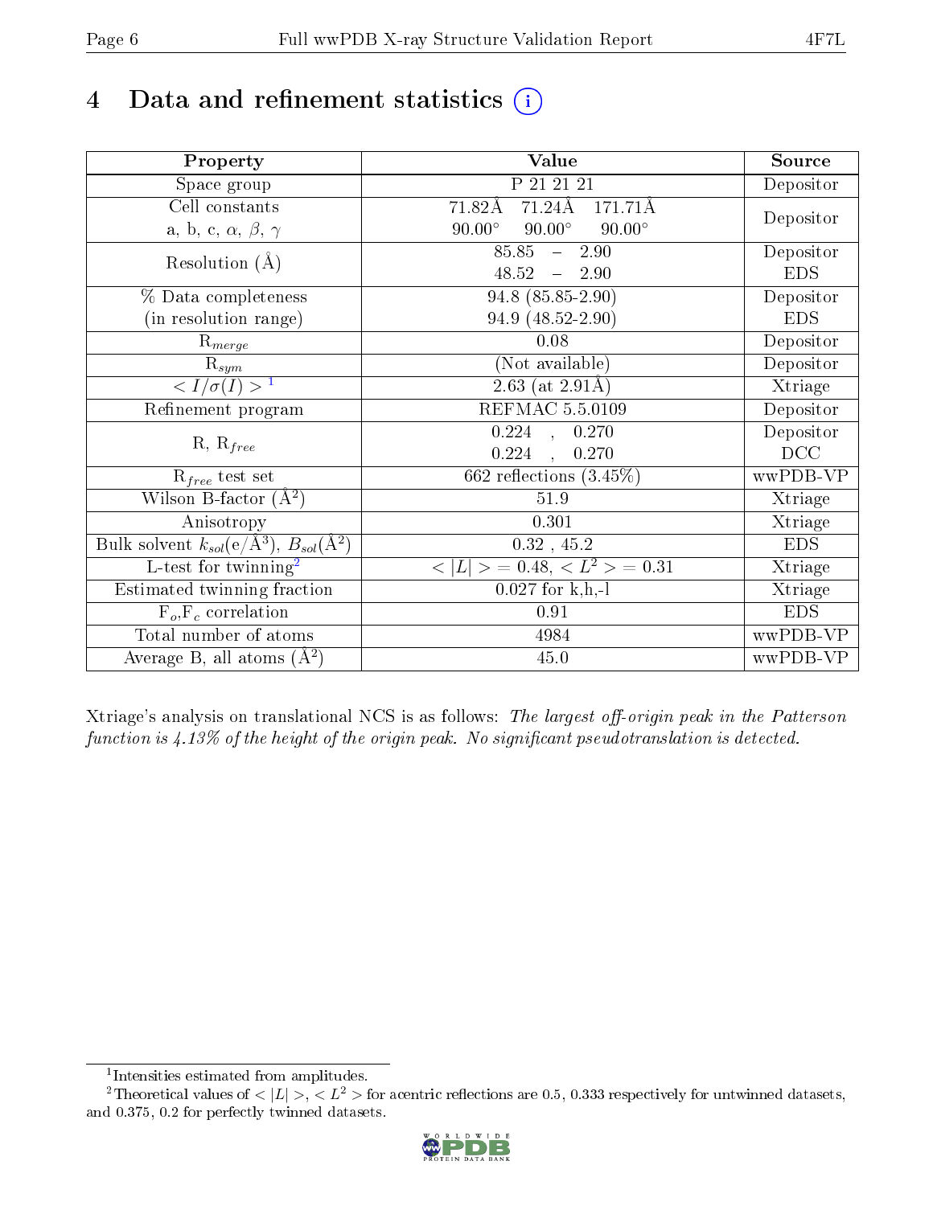# 4 Data and refinement statistics

| Property | Value | Source |
|---|---|---|
| Space group | P 21 21 21 | Depositor |
| Cell constants<br>a, b, c, $\alpha$, $\beta$, $\gamma$ | 71.82Å 71.24Å 171.71Å<br>90.00° 90.00° 90.00° | Depositor |
| Resolution (Å) | 85.85 – 2.90<br>48.52 – 2.90 | Depositor<br>EDS |
| % Data completeness<br>(in resolution range) | 94.8 (85.85-2.90)<br>94.9 (48.52-2.90) | Depositor<br>EDS |
| $R_{merge}$ | 0.08 | Depositor |
| $R_{sym}$ | (Not available) | Depositor |
| $< I/\sigma(I) >$ [1] | 2.63 (at 2.91Å) | Xtriage |
| Refinement program | REFMAC 5.5.0109 | Depositor |
| R, $R_{free}$ | 0.224 , 0.270<br>0.224 , 0.270 | Depositor<br>DCC |
| $R_{free}$ test set | 662 reflections (3.45%) | wwPDB-VP |
| Wilson B-factor (Å$^2$) | 51.9 | Xtriage |
| Anisotropy | 0.301 | Xtriage |
| Bulk solvent $k_{sol}$(e/Å$^3$), $B_{sol}$(Å$^2$) | 0.32 , 45.2 | EDS |
| L-test for twinning[2] | $< \|L\| >$ = 0.48, $< L^2 >$ = 0.31 | Xtriage |
| Estimated twinning fraction | 0.027 for k,h,-l | Xtriage |
| $F_o$,$F_c$ correlation | 0.91 | EDS |
| Total number of atoms | 4984 | wwPDB-VP |
| Average B, all atoms (Å$^2$) | 45.0 | wwPDB-VP |

Xtriage's analysis on translational NCS is as follows: *The largest off-origin peak in the Patterson function is 4.13% of the height of the origin peak. No significant pseudotranslation is detected.*

[1] Intensities estimated from amplitudes.

[2] Theoretical values of $< |L| >$, $< L^2 >$ for acentric reflections are 0.5, 0.333 respectively for untwinned datasets, and 0.375, 0.2 for perfectly twinned datasets.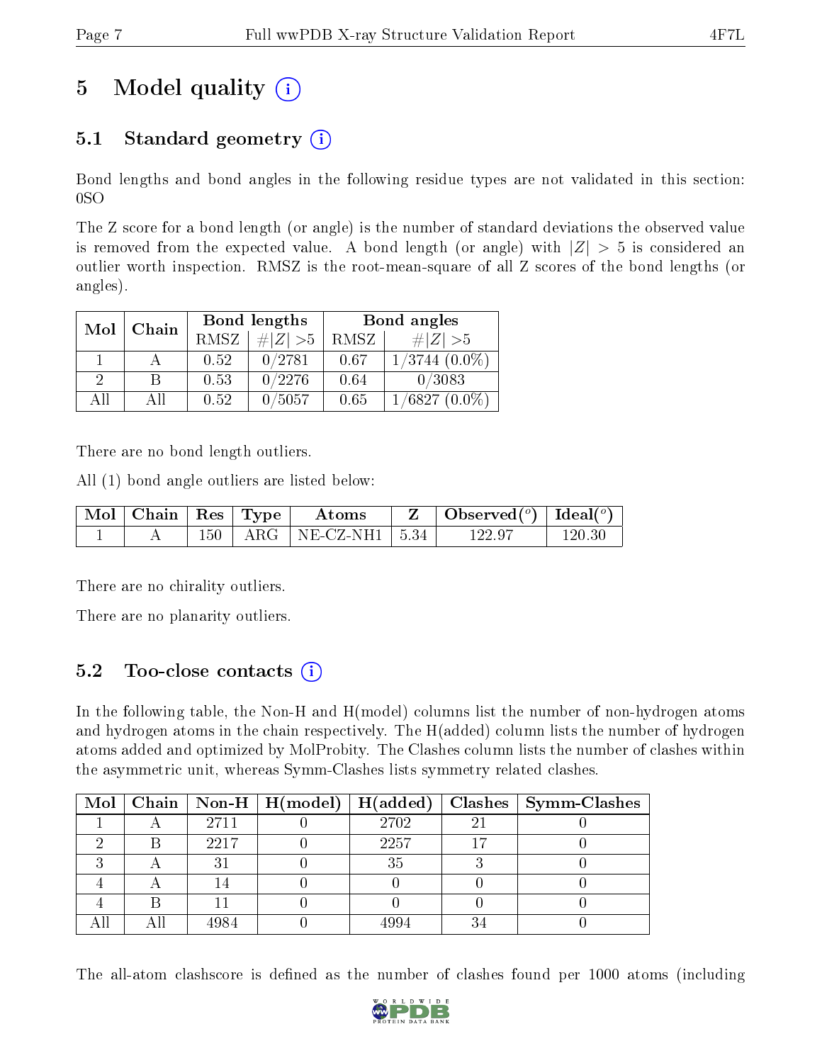# 5 Model quality

## 5.1 Standard geometry

Bond lengths and bond angles in the following residue types are not validated in this section: 0SO

The Z score for a bond length (or angle) is the number of standard deviations the observed value is removed from the expected value. A bond length (or angle) with $|Z| > 5$ is considered an outlier worth inspection. RMSZ is the root-mean-square of all Z scores of the bond lengths (or angles).

| Mol | Chain | Bond lengths | | Bond angles | |
|---|---|---|---|---|---|
| | | RMSZ | #\|Z\| >5 | RMSZ | #\|Z\| >5 |
| 1 | A | 0.52 | 0/2781 | 0.67 | 1/3744 (0.0%) |
| 2 | B | 0.53 | 0/2276 | 0.64 | 0/3083 |
| All | All | 0.52 | 0/5057 | 0.65 | 1/6827 (0.0%) |

There are no bond length outliers.

All (1) bond angle outliers are listed below:

| Mol | Chain | Res | Type | Atoms | Z | Observed(°) | Ideal(°) |
|---|---|---|---|---|---|---|---|
| 1 | A | 150 | ARG | NE-CZ-NH1 | 5.34 | 122.97 | 120.30 |

There are no chirality outliers.

There are no planarity outliers.

## 5.2 Too-close contacts

In the following table, the Non-H and H(model) columns list the number of non-hydrogen atoms and hydrogen atoms in the chain respectively. The H(added) column lists the number of hydrogen atoms added and optimized by MolProbity. The Clashes column lists the number of clashes within the asymmetric unit, whereas Symm-Clashes lists symmetry related clashes.

| Mol | Chain | Non-H | H(model) | H(added) | Clashes | Symm-Clashes |
|---|---|---|---|---|---|---|
| 1 | A | 2711 | 0 | 2702 | 21 | 0 |
| 2 | B | 2217 | 0 | 2257 | 17 | 0 |
| 3 | A | 31 | 0 | 35 | 3 | 0 |
| 4 | A | 14 | 0 | 0 | 0 | 0 |
| 4 | B | 11 | 0 | 0 | 0 | 0 |
| All | All | 4984 | 0 | 4994 | 34 | 0 |

The all-atom clashscore is defined as the number of clashes found per 1000 atoms (including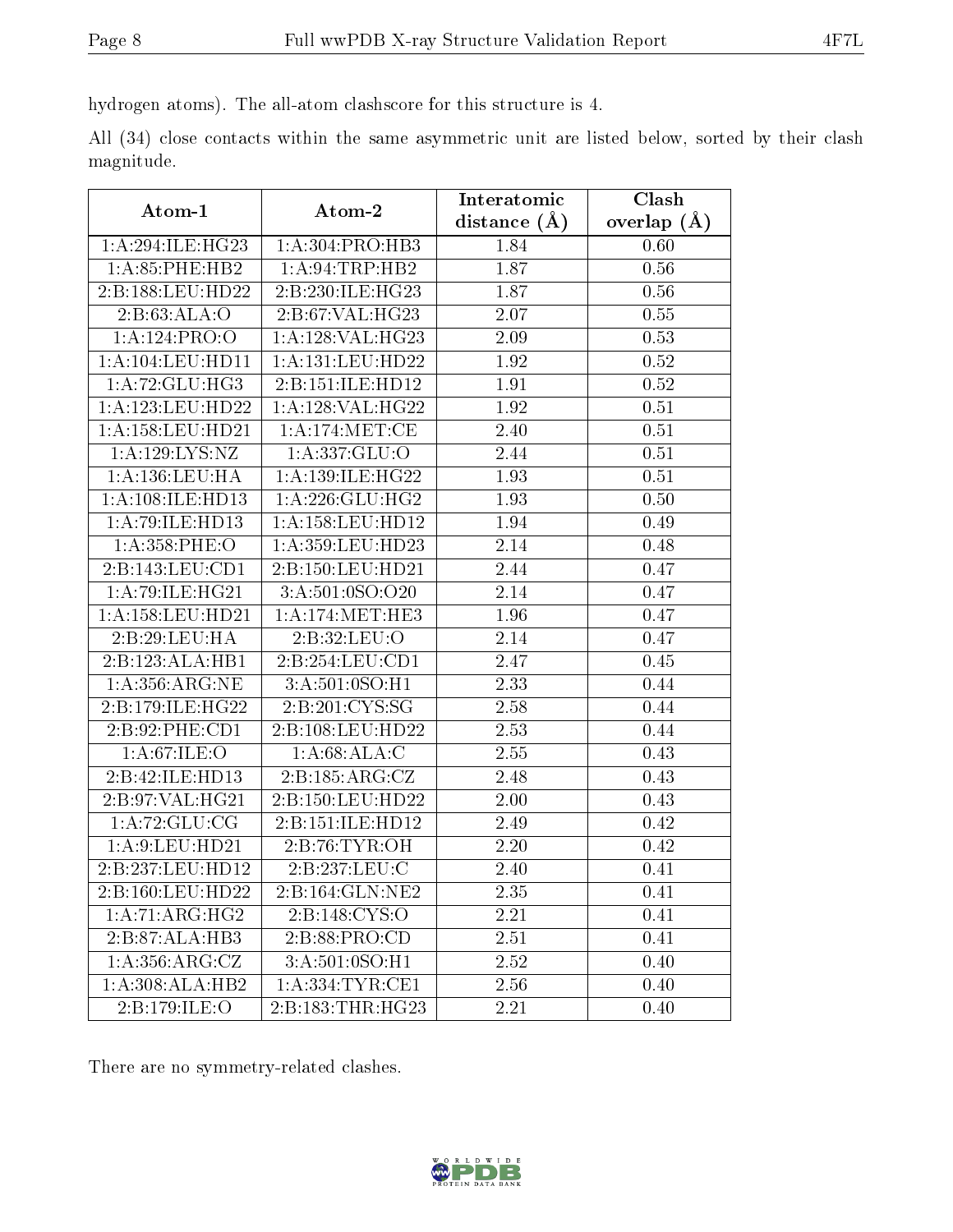hydrogen atoms). The all-atom clashscore for this structure is 4.

All (34) close contacts within the same asymmetric unit are listed below, sorted by their clash magnitude.

| Atom-1 | Atom-2 | Interatomic distance (Å) | Clash overlap (Å) |
|---|---|---|---|
| 1:A:294:ILE:HG23 | 1:A:304:PRO:HB3 | 1.84 | 0.60 |
| 1:A:85:PHE:HB2 | 1:A:94:TRP:HB2 | 1.87 | 0.56 |
| 2:B:188:LEU:HD22 | 2:B:230:ILE:HG23 | 1.87 | 0.56 |
| 2:B:63:ALA:O | 2:B:67:VAL:HG23 | 2.07 | 0.55 |
| 1:A:124:PRO:O | 1:A:128:VAL:HG23 | 2.09 | 0.53 |
| 1:A:104:LEU:HD11 | 1:A:131:LEU:HD22 | 1.92 | 0.52 |
| 1:A:72:GLU:HG3 | 2:B:151:ILE:HD12 | 1.91 | 0.52 |
| 1:A:123:LEU:HD22 | 1:A:128:VAL:HG22 | 1.92 | 0.51 |
| 1:A:158:LEU:HD21 | 1:A:174:MET:CE | 2.40 | 0.51 |
| 1:A:129:LYS:NZ | 1:A:337:GLU:O | 2.44 | 0.51 |
| 1:A:136:LEU:HA | 1:A:139:ILE:HG22 | 1.93 | 0.51 |
| 1:A:108:ILE:HD13 | 1:A:226:GLU:HG2 | 1.93 | 0.50 |
| 1:A:79:ILE:HD13 | 1:A:158:LEU:HD12 | 1.94 | 0.49 |
| 1:A:358:PHE:O | 1:A:359:LEU:HD23 | 2.14 | 0.48 |
| 2:B:143:LEU:CD1 | 2:B:150:LEU:HD21 | 2.44 | 0.47 |
| 1:A:79:ILE:HG21 | 3:A:501:0SO:O20 | 2.14 | 0.47 |
| 1:A:158:LEU:HD21 | 1:A:174:MET:HE3 | 1.96 | 0.47 |
| 2:B:29:LEU:HA | 2:B:32:LEU:O | 2.14 | 0.47 |
| 2:B:123:ALA:HB1 | 2:B:254:LEU:CD1 | 2.47 | 0.45 |
| 1:A:356:ARG:NE | 3:A:501:0SO:H1 | 2.33 | 0.44 |
| 2:B:179:ILE:HG22 | 2:B:201:CYS:SG | 2.58 | 0.44 |
| 2:B:92:PHE:CD1 | 2:B:108:LEU:HD22 | 2.53 | 0.44 |
| 1:A:67:ILE:O | 1:A:68:ALA:C | 2.55 | 0.43 |
| 2:B:42:ILE:HD13 | 2:B:185:ARG:CZ | 2.48 | 0.43 |
| 2:B:97:VAL:HG21 | 2:B:150:LEU:HD22 | 2.00 | 0.43 |
| 1:A:72:GLU:CG | 2:B:151:ILE:HD12 | 2.49 | 0.42 |
| 1:A:9:LEU:HD21 | 2:B:76:TYR:OH | 2.20 | 0.42 |
| 2:B:237:LEU:HD12 | 2:B:237:LEU:C | 2.40 | 0.41 |
| 2:B:160:LEU:HD22 | 2:B:164:GLN:NE2 | 2.35 | 0.41 |
| 1:A:71:ARG:HG2 | 2:B:148:CYS:O | 2.21 | 0.41 |
| 2:B:87:ALA:HB3 | 2:B:88:PRO:CD | 2.51 | 0.41 |
| 1:A:356:ARG:CZ | 3:A:501:0SO:H1 | 2.52 | 0.40 |
| 1:A:308:ALA:HB2 | 1:A:334:TYR:CE1 | 2.56 | 0.40 |
| 2:B:179:ILE:O | 2:B:183:THR:HG23 | 2.21 | 0.40 |

There are no symmetry-related clashes.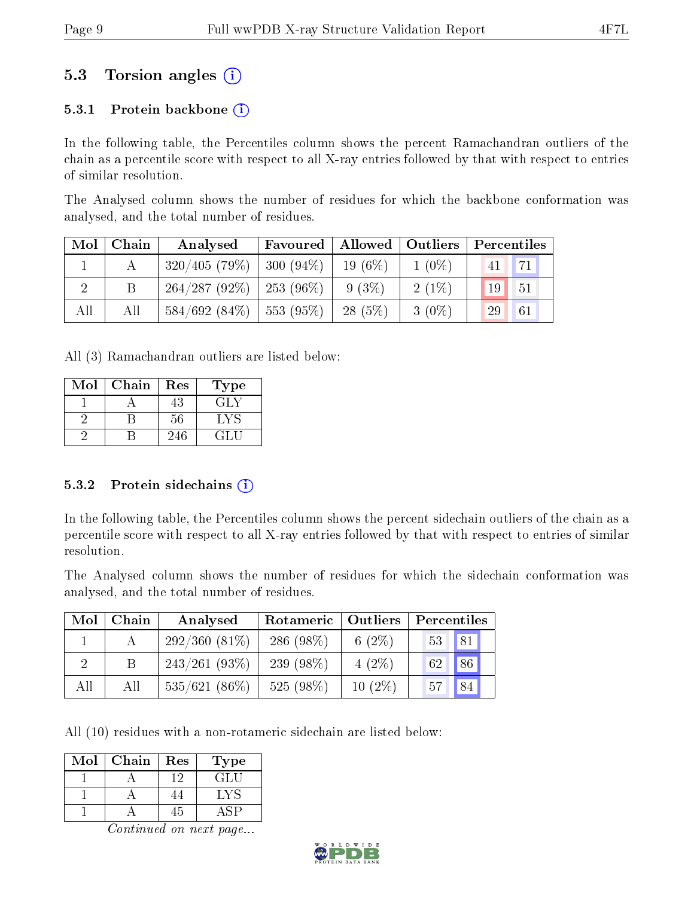## 5.3 Torsion angles (i)

### 5.3.1 Protein backbone (i)

In the following table, the Percentiles column shows the percent Ramachandran outliers of the chain as a percentile score with respect to all X-ray entries followed by that with respect to entries of similar resolution.

The Analysed column shows the number of residues for which the backbone conformation was analysed, and the total number of residues.

| Mol | Chain | Analysed | Favoured | Allowed | Outliers | Percentiles | |
|---|---|---|---|---|---|---|---|
| 1 | A | 320/405 (79%) | 300 (94%) | 19 (6%) | 1 (0%) | 41 | 71 |
| 2 | B | 264/287 (92%) | 253 (96%) | 9 (3%) | 2 (1%) | 19 | 51 |
| All | All | 584/692 (84%) | 553 (95%) | 28 (5%) | 3 (0%) | 29 | 61 |

All (3) Ramachandran outliers are listed below:

| Mol | Chain | Res | Type |
|---|---|---|---|
| 1 | A | 43 | GLY |
| 2 | B | 56 | LYS |
| 2 | B | 246 | GLU |

### 5.3.2 Protein sidechains (i)

In the following table, the Percentiles column shows the percent sidechain outliers of the chain as a percentile score with respect to all X-ray entries followed by that with respect to entries of similar resolution.

The Analysed column shows the number of residues for which the sidechain conformation was analysed, and the total number of residues.

| Mol | Chain | Analysed | Rotameric | Outliers | Percentiles | |
|---|---|---|---|---|---|---|
| 1 | A | 292/360 (81%) | 286 (98%) | 6 (2%) | 53 | 81 |
| 2 | B | 243/261 (93%) | 239 (98%) | 4 (2%) | 62 | 86 |
| All | All | 535/621 (86%) | 525 (98%) | 10 (2%) | 57 | 84 |

All (10) residues with a non-rotameric sidechain are listed below:

| Mol | Chain | Res | Type |
|---|---|---|---|
| 1 | A | 12 | GLU |
| 1 | A | 44 | LYS |
| 1 | A | 45 | ASP |

*Continued on next page...*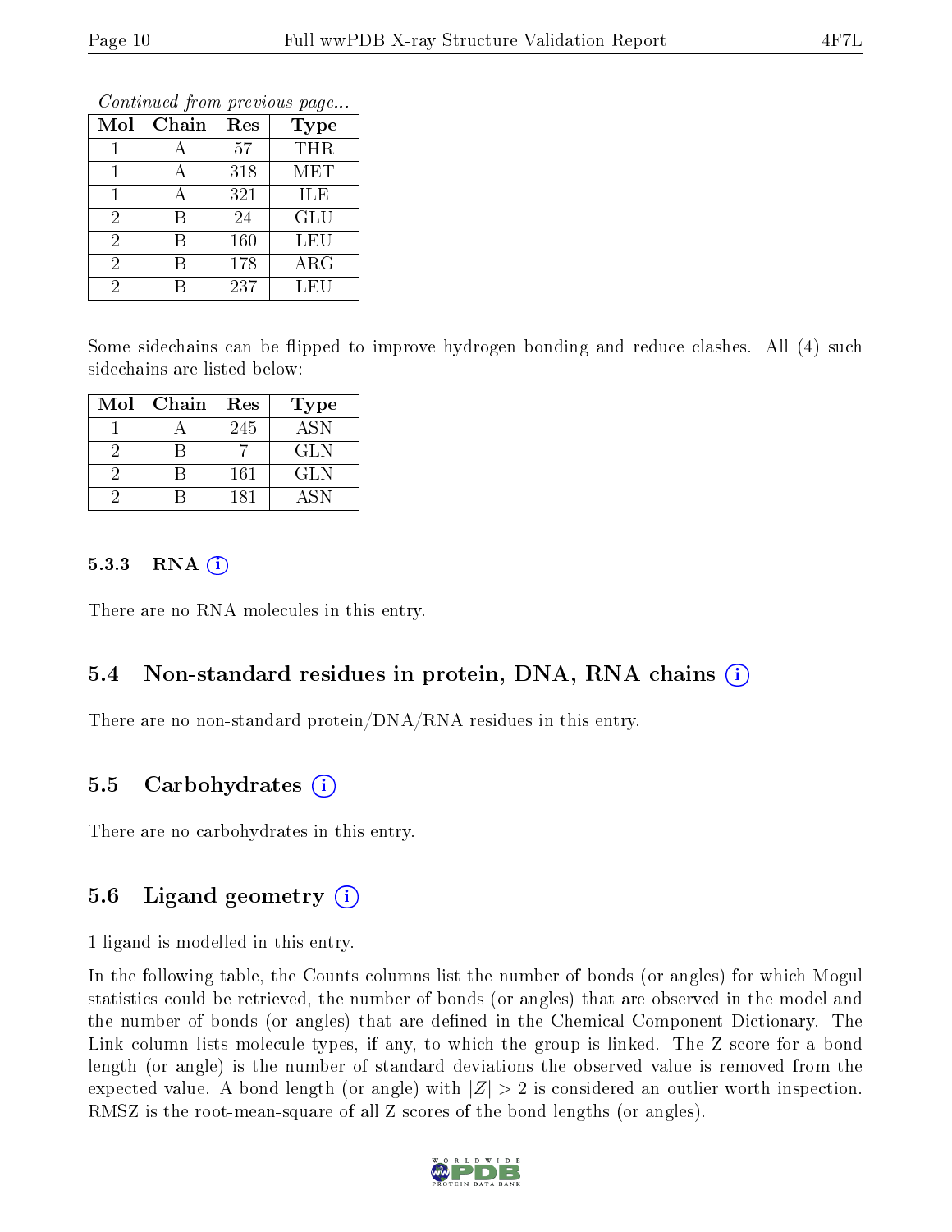*Continued from previous page...*

| Mol | Chain | Res | Type |
|---|---|---|---|
| 1 | A | 57 | THR |
| 1 | A | 318 | MET |
| 1 | A | 321 | ILE |
| 2 | B | 24 | GLU |
| 2 | B | 160 | LEU |
| 2 | B | 178 | ARG |
| 2 | B | 237 | LEU |

Some sidechains can be flipped to improve hydrogen bonding and reduce clashes. All (4) such sidechains are listed below:

| Mol | Chain | Res | Type |
|---|---|---|---|
| 1 | A | 245 | ASN |
| 2 | B | 7 | GLN |
| 2 | B | 161 | GLN |
| 2 | B | 181 | ASN |

#### 5.3.3 RNA (i)

There are no RNA molecules in this entry.

### 5.4 Non-standard residues in protein, DNA, RNA chains (i)

There are no non-standard protein/DNA/RNA residues in this entry.

### 5.5 Carbohydrates (i)

There are no carbohydrates in this entry.

### 5.6 Ligand geometry (i)

1 ligand is modelled in this entry.

In the following table, the Counts columns list the number of bonds (or angles) for which Mogul statistics could be retrieved, the number of bonds (or angles) that are observed in the model and the number of bonds (or angles) that are defined in the Chemical Component Dictionary. The Link column lists molecule types, if any, to which the group is linked. The Z score for a bond length (or angle) is the number of standard deviations the observed value is removed from the expected value. A bond length (or angle) with $|Z| > 2$ is considered an outlier worth inspection. RMSZ is the root-mean-square of all Z scores of the bond lengths (or angles).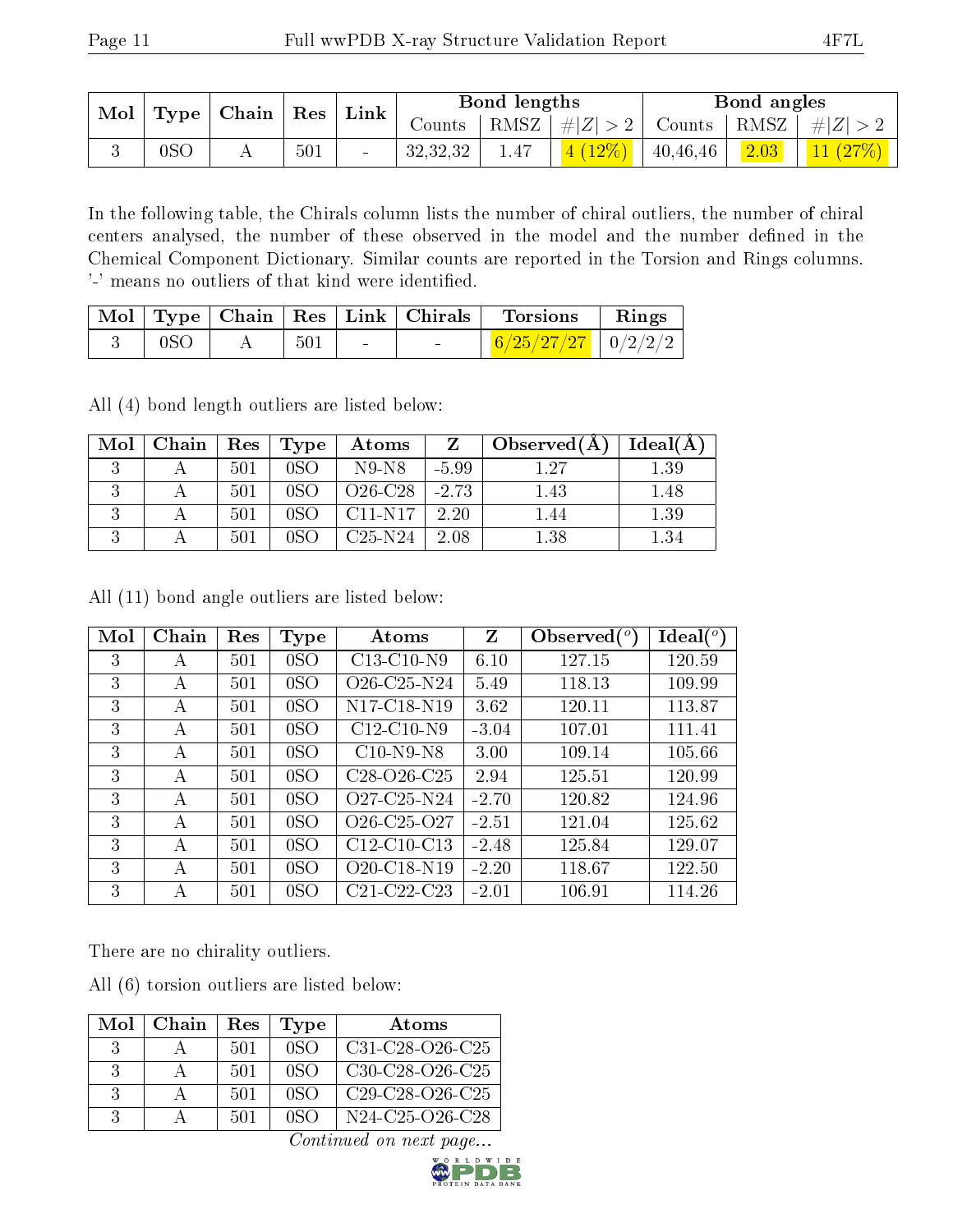| Mol | Type | Chain | Res | Link | Bond lengths | | | Bond angles | | |
|---|---|---|---|---|---|---|---|---|---|---|
| | | | | | Counts | RMSZ | #\|Z\| > 2 | Counts | RMSZ | #\|Z\| > 2 |
| 3 | 0SO | A | 501 | - | 32,32,32 | 1.47 | 4 (12%) | 40,46,46 | 2.03 | 11 (27%) |

In the following table, the Chirals column lists the number of chiral outliers, the number of chiral centers analysed, the number of these observed in the model and the number defined in the Chemical Component Dictionary. Similar counts are reported in the Torsion and Rings columns. '-' means no outliers of that kind were identified.

| Mol | Type | Chain | Res | Link | Chirals | Torsions | Rings |
|---|---|---|---|---|---|---|---|
| 3 | 0SO | A | 501 | - | - | 6/25/27/27 | 0/2/2/2 |

All (4) bond length outliers are listed below:

| Mol | Chain | Res | Type | Atoms | Z | Observed(Å) | Ideal(Å) |
|---|---|---|---|---|---|---|---|
| 3 | A | 501 | 0SO | N9-N8 | -5.99 | 1.27 | 1.39 |
| 3 | A | 501 | 0SO | O26-C28 | -2.73 | 1.43 | 1.48 |
| 3 | A | 501 | 0SO | C11-N17 | 2.20 | 1.44 | 1.39 |
| 3 | A | 501 | 0SO | C25-N24 | 2.08 | 1.38 | 1.34 |

All (11) bond angle outliers are listed below:

| Mol | Chain | Res | Type | Atoms | Z | Observed($^o$) | Ideal($^o$) |
|---|---|---|---|---|---|---|---|
| 3 | A | 501 | 0SO | C13-C10-N9 | 6.10 | 127.15 | 120.59 |
| 3 | A | 501 | 0SO | O26-C25-N24 | 5.49 | 118.13 | 109.99 |
| 3 | A | 501 | 0SO | N17-C18-N19 | 3.62 | 120.11 | 113.87 |
| 3 | A | 501 | 0SO | C12-C10-N9 | -3.04 | 107.01 | 111.41 |
| 3 | A | 501 | 0SO | C10-N9-N8 | 3.00 | 109.14 | 105.66 |
| 3 | A | 501 | 0SO | C28-O26-C25 | 2.94 | 125.51 | 120.99 |
| 3 | A | 501 | 0SO | O27-C25-N24 | -2.70 | 120.82 | 124.96 |
| 3 | A | 501 | 0SO | O26-C25-O27 | -2.51 | 121.04 | 125.62 |
| 3 | A | 501 | 0SO | C12-C10-C13 | -2.48 | 125.84 | 129.07 |
| 3 | A | 501 | 0SO | O20-C18-N19 | -2.20 | 118.67 | 122.50 |
| 3 | A | 501 | 0SO | C21-C22-C23 | -2.01 | 106.91 | 114.26 |

There are no chirality outliers.

All (6) torsion outliers are listed below:

| Mol | Chain | Res | Type | Atoms |
|---|---|---|---|---|
| 3 | A | 501 | 0SO | C31-C28-O26-C25 |
| 3 | A | 501 | 0SO | C30-C28-O26-C25 |
| 3 | A | 501 | 0SO | C29-C28-O26-C25 |
| 3 | A | 501 | 0SO | N24-C25-O26-C28 |

*Continued on next page...*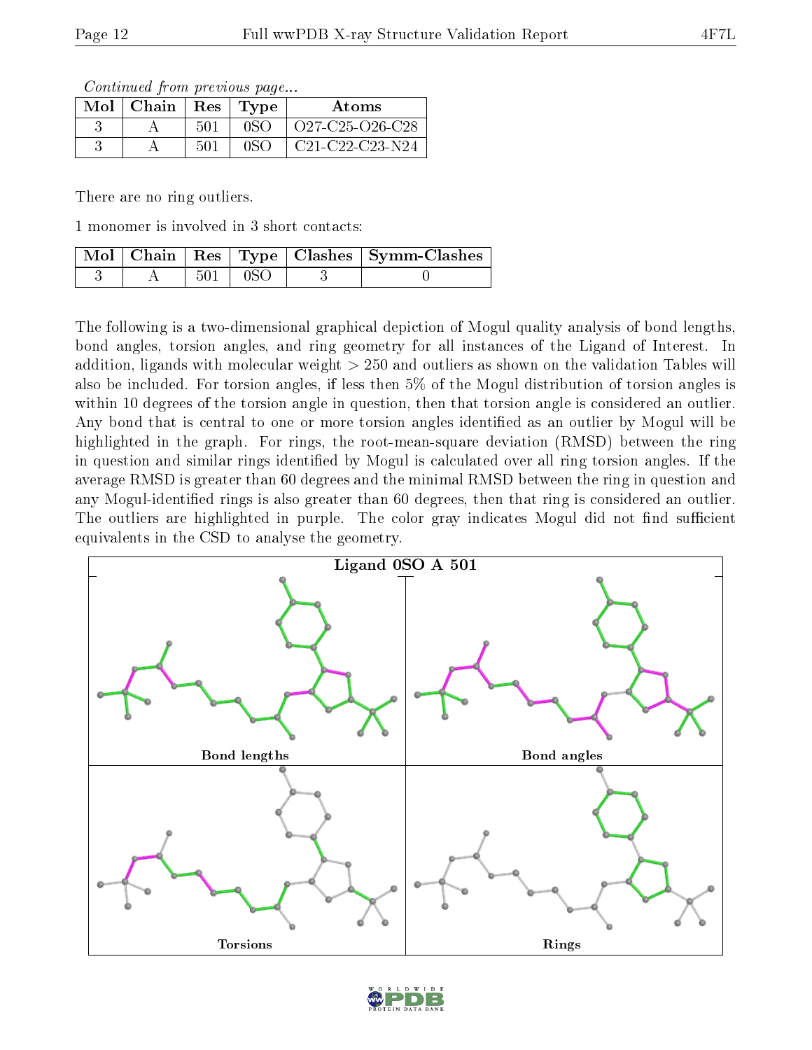*Continued from previous page...*

| Mol | Chain | Res | Type | Atoms |
|---|---|---|---|---|
| 3 | A | 501 | 0SO | O27-C25-O26-C28 |
| 3 | A | 501 | 0SO | C21-C22-C23-N24 |

There are no ring outliers.

1 monomer is involved in 3 short contacts:

| Mol | Chain | Res | Type | Clashes | Symm-Clashes |
|---|---|---|---|---|---|
| 3 | A | 501 | 0SO | 3 | 0 |

The following is a two-dimensional graphical depiction of Mogul quality analysis of bond lengths, bond angles, torsion angles, and ring geometry for all instances of the Ligand of Interest. In addition, ligands with molecular weight > 250 and outliers as shown on the validation Tables will also be included. For torsion angles, if less then 5% of the Mogul distribution of torsion angles is within 10 degrees of the torsion angle in question, then that torsion angle is considered an outlier. Any bond that is central to one or more torsion angles identified as an outlier by Mogul will be highlighted in the graph. For rings, the root-mean-square deviation (RMSD) between the ring in question and similar rings identified by Mogul is calculated over all ring torsion angles. If the average RMSD is greater than 60 degrees and the minimal RMSD between the ring in question and any Mogul-identified rings is also greater than 60 degrees, then that ring is considered an outlier. The outliers are highlighted in purple. The color gray indicates Mogul did not find sufficient equivalents in the CSD to analyse the geometry.

**Ligand 0SO A 501**

Bond lengths

Bond angles

Torsions

Rings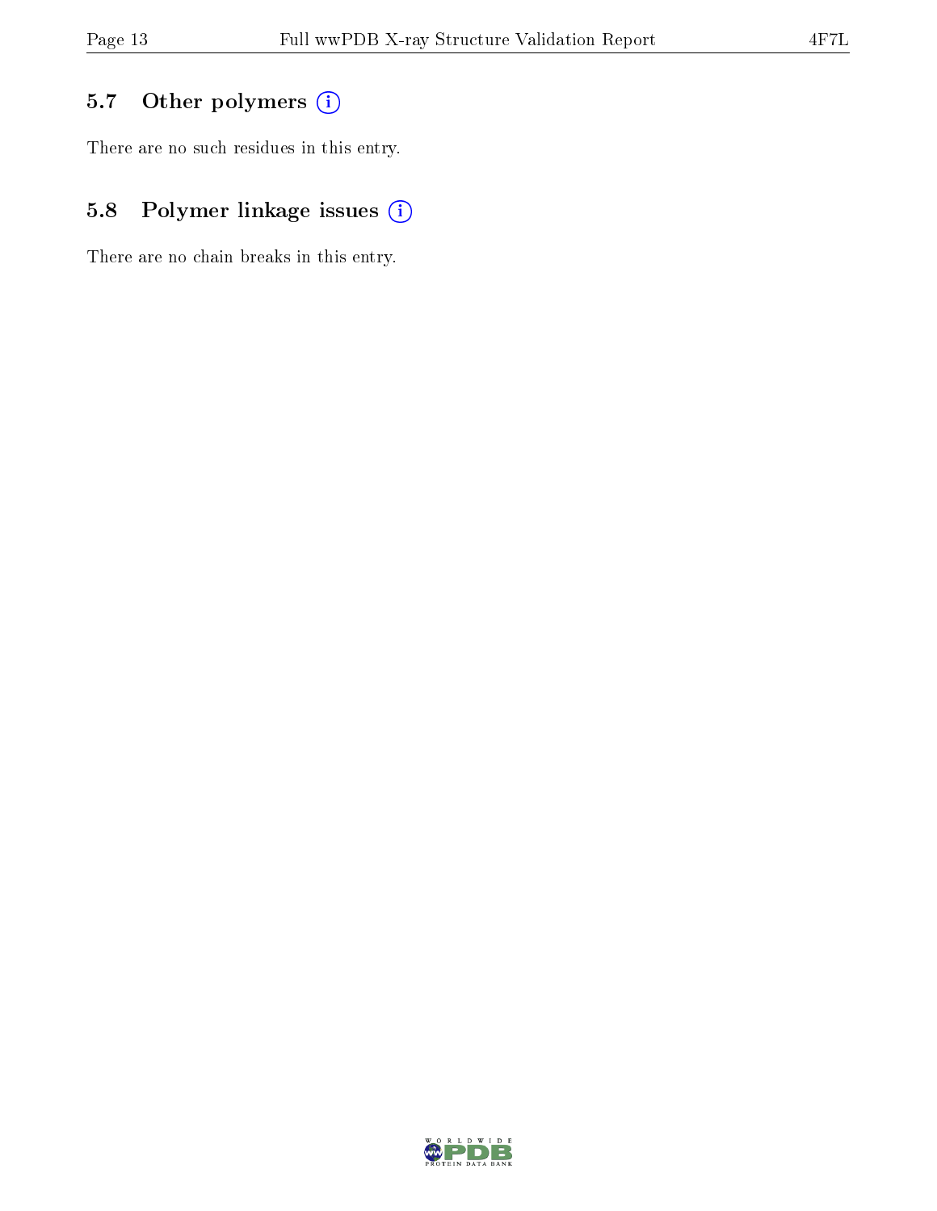### 5.7 Other polymers

There are no such residues in this entry.

### 5.8 Polymer linkage issues

There are no chain breaks in this entry.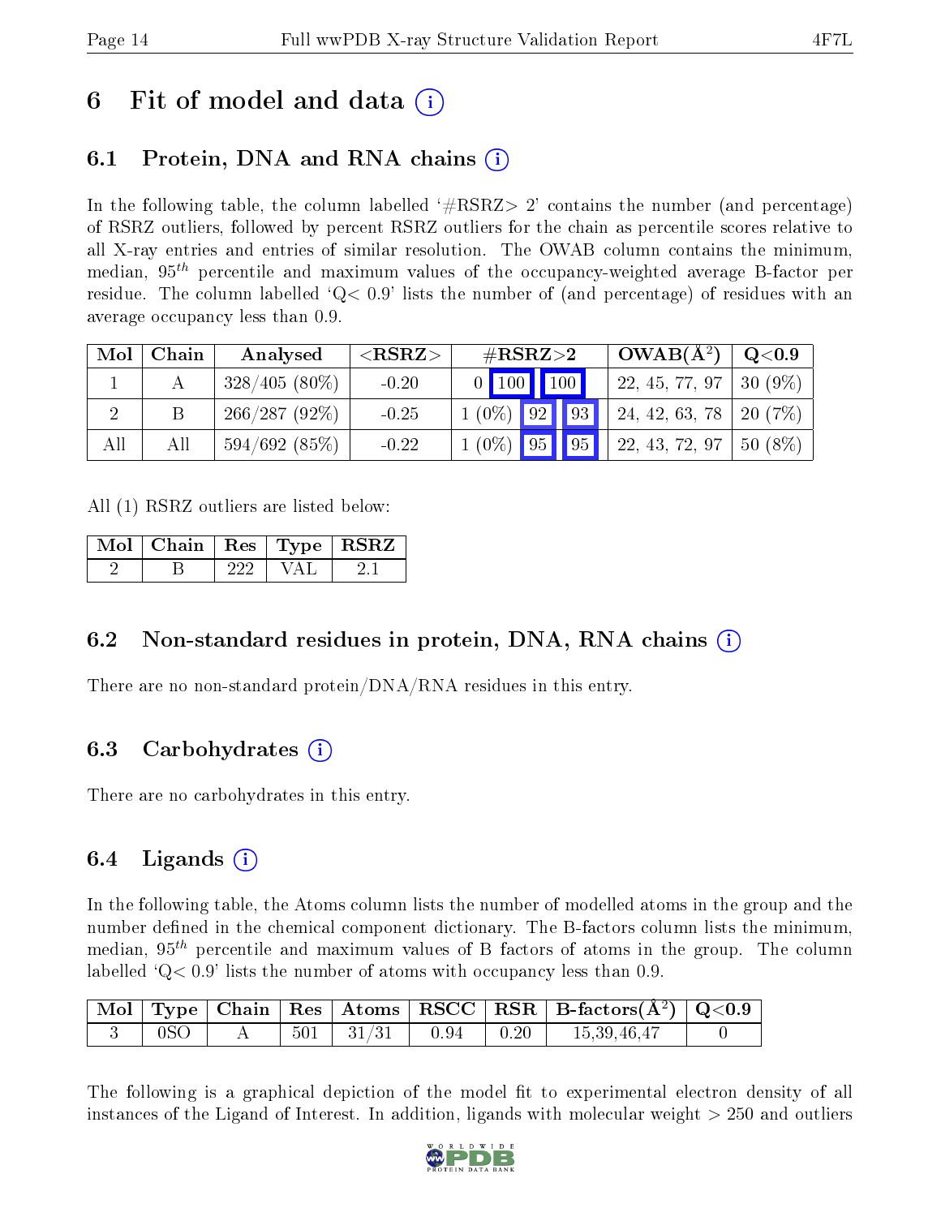# 6 Fit of model and data (i)

## 6.1 Protein, DNA and RNA chains (i)

In the following table, the column labelled '#RSRZ> 2' contains the number (and percentage) of RSRZ outliers, followed by percent RSRZ outliers for the chain as percentile scores relative to all X-ray entries and entries of similar resolution. The OWAB column contains the minimum, median, $95^{th}$ percentile and maximum values of the occupancy-weighted average B-factor per residue. The column labelled 'Q< 0.9' lists the number of (and percentage) of residues with an average occupancy less than 0.9.

| Mol | Chain | Analysed | <RSRZ> | #RSRZ>2 | | | OWAB(Å$^2$) | Q<0.9 |
|---|---|---|---|---|---|---|---|---|
| 1 | A | 328/405 (80%) | -0.20 | 0 | 100 | 100 | 22, 45, 77, 97 | 30 (9%) |
| 2 | B | 266/287 (92%) | -0.25 | 1 (0%) | 92 | 93 | 24, 42, 63, 78 | 20 (7%) |
| All | All | 594/692 (85%) | -0.22 | 1 (0%) | 95 | 95 | 22, 43, 72, 97 | 50 (8%) |

All (1) RSRZ outliers are listed below:

| Mol | Chain | Res | Type | RSRZ |
|---|---|---|---|---|
| 2 | B | 222 | VAL | 2.1 |

## 6.2 Non-standard residues in protein, DNA, RNA chains (i)

There are no non-standard protein/DNA/RNA residues in this entry.

## 6.3 Carbohydrates (i)

There are no carbohydrates in this entry.

## 6.4 Ligands (i)

In the following table, the Atoms column lists the number of modelled atoms in the group and the number defined in the chemical component dictionary. The B-factors column lists the minimum, median, $95^{th}$ percentile and maximum values of B factors of atoms in the group. The column labelled 'Q< 0.9' lists the number of atoms with occupancy less than 0.9.

| Mol | Type | Chain | Res | Atoms | RSCC | RSR | B-factors(Å$^2$) | Q<0.9 |
|---|---|---|---|---|---|---|---|---|
| 3 | 0SO | A | 501 | 31/31 | 0.94 | 0.20 | 15,39,46,47 | 0 |

The following is a graphical depiction of the model fit to experimental electron density of all instances of the Ligand of Interest. In addition, ligands with molecular weight > 250 and outliers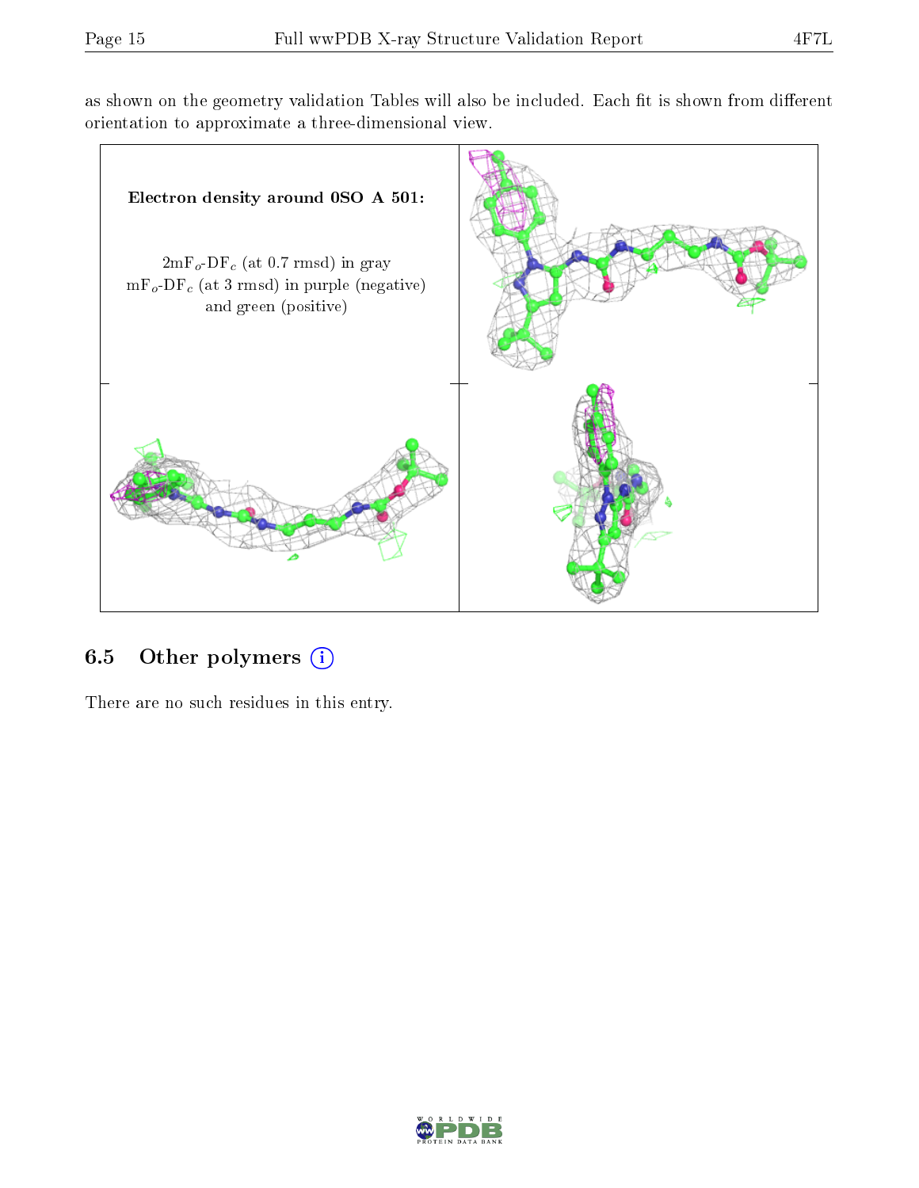as shown on the geometry validation Tables will also be included. Each fit is shown from different orientation to approximate a three-dimensional view.

**Electron density around 0SO A 501:**

$2mF_o$-$DF_c$ (at 0.7 rmsd) in gray
$mF_o$-$DF_c$ (at 3 rmsd) in purple (negative)
and green (positive)

## 6.5 Other polymers

There are no such residues in this entry.